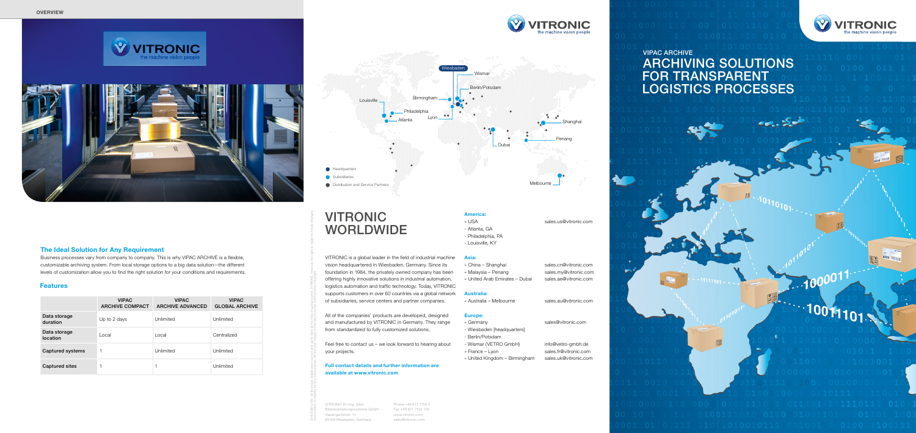OVERVIEW

### The Ideal Solution for Any Requirement

Business processes vary from company to company. This is why VIPAC ARCHIVE is a flexible, customizable archiving system. From local storage options to a big data solution—the different levels of customization allow you to find the right solution for your conditions and requirements.

### Features

| | VIPAC ARCHIVE COMPACT | VIPAC ARCHIVE ADVANCED | VIPAC GLOBAL ARCHIVE |
|---|---|---|---|
| Data storage duration | Up to 2 days | Unlimited | Unlimited |
| Data storage location | Local | Local | Centralized |
| Captured systems | 1 | Unlimited | Unlimited |
| Captured sites | 1 | 1 | Unlimited |

# VITRONIC WORLDWIDE

VITRONIC is a global leader in the field of industrial machine vision headquartered in Wiesbaden, Germany. Since its foundation in 1984, the privately owned company has been offering highly innovative solutions in industrial automation, logistics automation and traffic technology. Today, VITRONIC supports customers in over 60 countries via a global network of subsidiaries, service centers and partner companies.

All of the companies' products are developed, designed and manufactured by VITRONIC in Germany. They range from standardized to fully customized solutions.

Feel free to contact us – we look forward to hearing about your projects.

**Full contact details and further information are available at www.vitronic.com**

**America:**
- USA — sales.us@vitronic.com
  - Atlanta, GA
  - Philadelphia, PA
  - Louisville, KY

**Asia:**
- China – Shanghai — sales.cn@vitronic.com
- Malaysia – Penang — sales.my@vitronic.com
- United Arab Emirates – Dubai — sales.ae@vitronic.com

**Australia:**
- Australia – Melbourne — sales.au@vitronic.com

**Europe:**
- Germany — sales@vitronic.com
  - Wiesbaden [headquarters]
  - Berlin/Potsdam
  - Wismar (VETRO GmbH) — info@vetro-gmbh.de
- France – Lyon — sales.fr@vitronic.com
- United Kingdom – Birmingham — sales.uk@vitronic.com

VITRONIC Dr.-Ing. Stein
Bildverarbeitungssysteme GmbH
Hasengartenstr. 14
65189 Wiesbaden, Germany

Phone +49 611 7152 0
Fax +49 611 7152 133
www.vitronic.com
sales@vitronic.com

VIPAC ARCHIVE

# ARCHIVING SOLUTIONS FOR TRANSPARENT LOGISTICS PROCESSES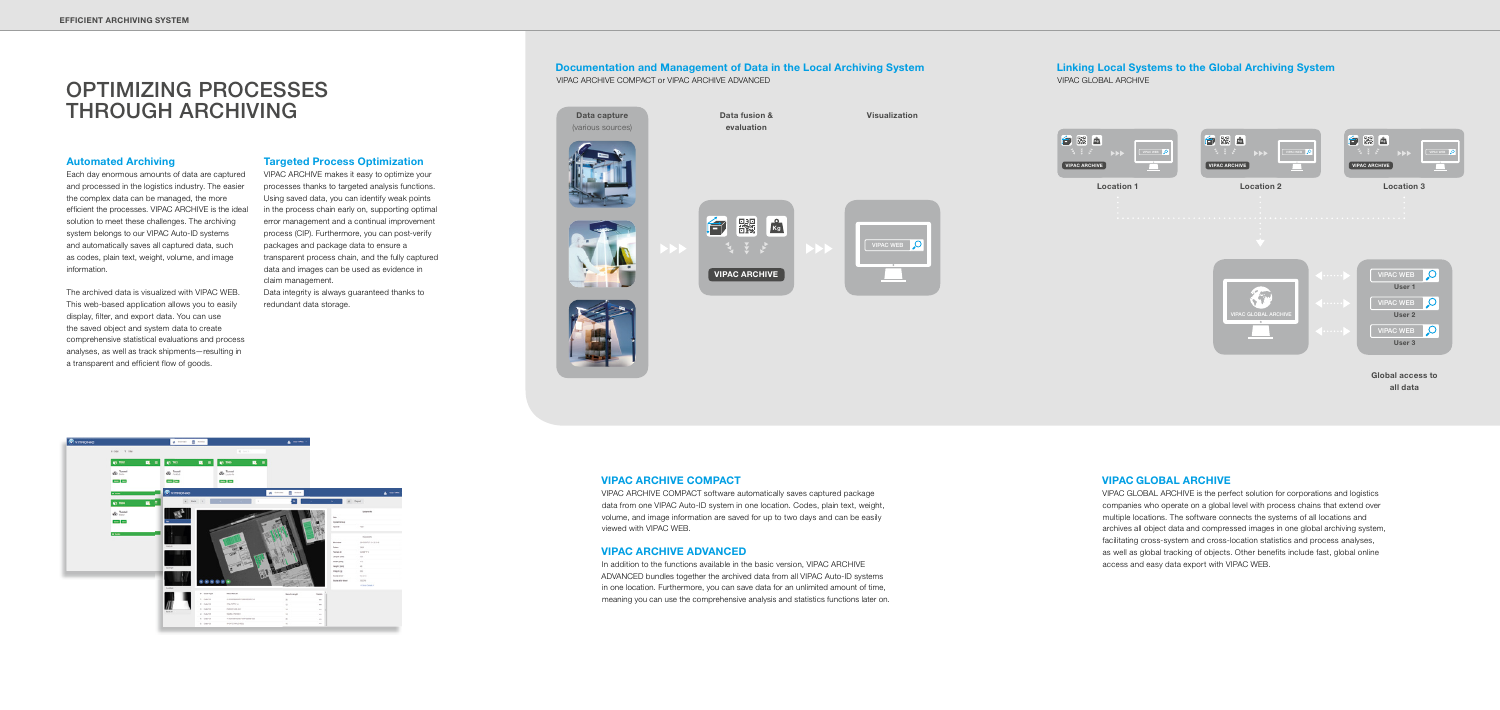# OPTIMIZING PROCESSES THROUGH ARCHIVING

### Automated Archiving

Each day enormous amounts of data are captured and processed in the logistics industry. The easier the complex data can be managed, the more efficient the processes. VIPAC ARCHIVE is the ideal solution to meet these challenges. The archiving system belongs to our VIPAC Auto-ID systems and automatically saves all captured data, such as codes, plain text, weight, volume, and image information.

The archived data is visualized with VIPAC WEB. This web-based application allows you to easily display, filter, and export data. You can use the saved object and system data to create comprehensive statistical evaluations and process analyses, as well as track shipments—resulting in a transparent and efficient flow of goods.

### Targeted Process Optimization

VIPAC ARCHIVE makes it easy to optimize your processes thanks to targeted analysis functions. Using saved data, you can identify weak points in the process chain early on, supporting optimal error management and a continual improvement process (CIP). Furthermore, you can post-verify packages and package data to ensure a transparent process chain, and the fully captured data and images can be used as evidence in claim management.

Data integrity is always guaranteed thanks to redundant data storage.

### Documentation and Management of Data in the Local Archiving System

VIPAC ARCHIVE COMPACT or VIPAC ARCHIVE ADVANCED

Data capture (various sources)

Data fusion & evaluation

Visualization

VIPAC ARCHIVE

VIPAC WEB

### VIPAC ARCHIVE COMPACT

VIPAC ARCHIVE COMPACT software automatically saves captured package data from one VIPAC Auto-ID system in one location. Codes, plain text, weight, volume, and image information are saved for up to two days and can be easily viewed with VIPAC WEB.

### VIPAC ARCHIVE ADVANCED

In addition to the functions available in the basic version, VIPAC ARCHIVE ADVANCED bundles together the archived data from all VIPAC Auto-ID systems in one location. Furthermore, you can save data for an unlimited amount of time, meaning you can use the comprehensive analysis and statistics functions later on.

### Linking Local Systems to the Global Archiving System

VIPAC GLOBAL ARCHIVE

VIPAC ARCHIVE

Location 1

Location 2

Location 3

VIPAC GLOBAL ARCHIVE

VIPAC WEB User 1

VIPAC WEB User 2

VIPAC WEB User 3

Global access to all data

### VIPAC GLOBAL ARCHIVE

VIPAC GLOBAL ARCHIVE is the perfect solution for corporations and logistics companies who operate on a global level with process chains that extend over multiple locations. The software connects the systems of all locations and archives all object data and compressed images in one global archiving system, facilitating cross-system and cross-location statistics and process analyses, as well as global tracking of objects. Other benefits include fast, global online access and easy data export with VIPAC WEB.